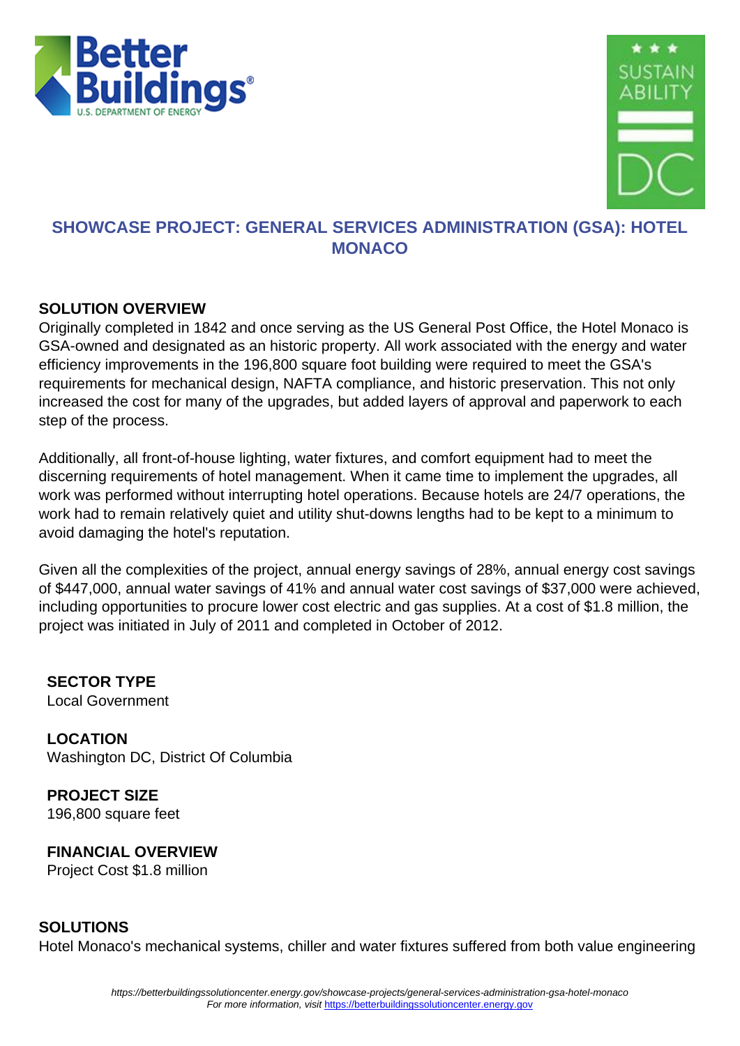# SHOWCASE PROJECT: GENERAL SERVICES ADMINISTRATION (GSA): HOTEL MONACO

## SOLUTION OVERVIEW

Originally completed in 1842 and once serving as the US General Post Office, the Hotel Monaco is GSA-owned and designated as an historic property. All work associated with the energy and water efficiency improvements in the 196,800 square foot building were required to meet the GSA's requirements for mechanical design, NAFTA compliance, and historic preservation. This not only increased the cost for many of the upgrades, but added layers of approval and paperwork to each step of the process.

Additionally, all front-of-house lighting, water fixtures, and comfort equipment had to meet the discerning requirements of hotel management. When it came time to implement the upgrades, all work was performed without interrupting hotel operations. Because hotels are 24/7 operations, the work had to remain relatively quiet and utility shut-downs lengths had to be kept to a minimum to avoid damaging the hotel's reputation.

Given all the complexities of the project, annual energy savings of 28%, annual energy cost savings of $447,000, annual water savings of 41% and annual water cost savings of $37,000 were achieved, including opportunities to procure lower cost electric and gas supplies. At a cost of $1.8 million, the project was initiated in July of 2011 and completed in October of 2012.

### SECTOR TYPE

Local Government

### LOCATION

Washington DC, District Of Columbia

### PROJECT SIZE

196,800 square feet

### FINANCIAL OVERVIEW

Project Cost $1.8 million

## SOLUTIONS

Hotel Monaco's mechanical systems, chiller and water fixtures suffered from both value engineering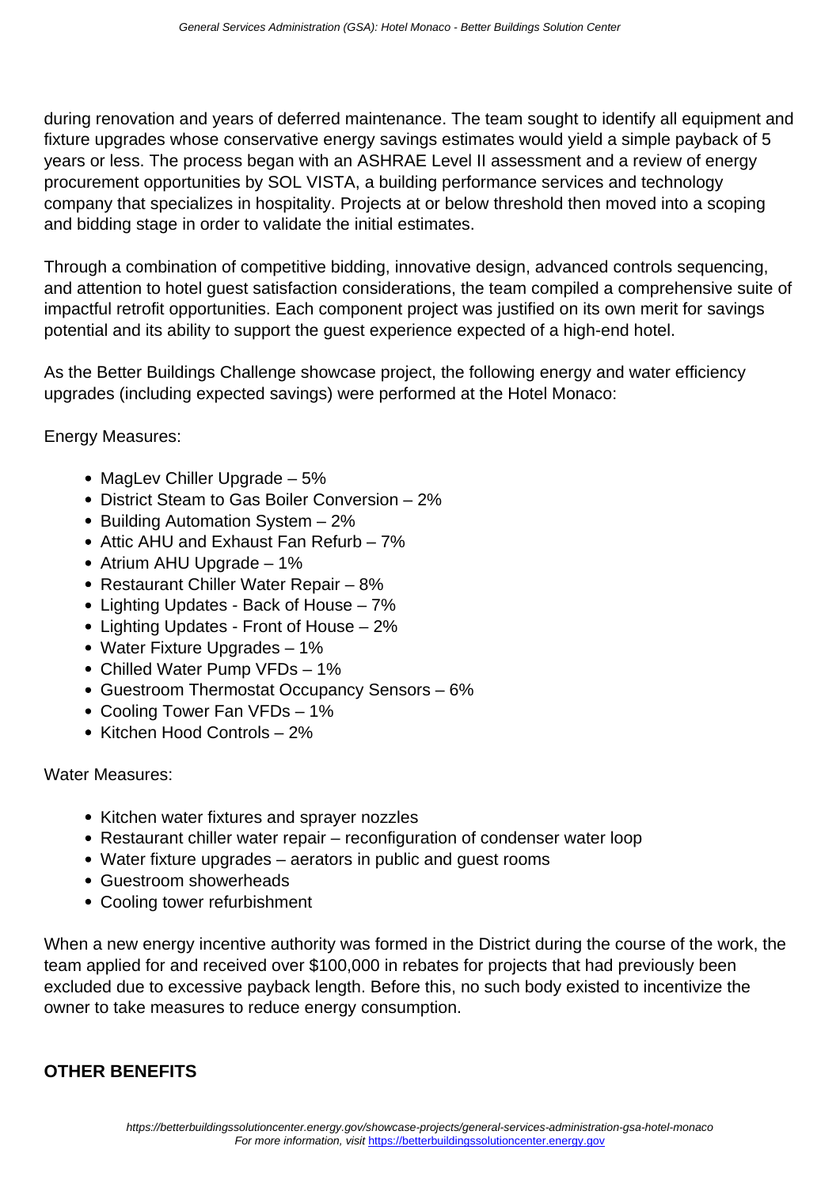during renovation and years of deferred maintenance. The team sought to identify all equipment and fixture upgrades whose conservative energy savings estimates would yield a simple payback of 5 years or less. The process began with an ASHRAE Level II assessment and a review of energy procurement opportunities by SOL VISTA, a building performance services and technology company that specializes in hospitality. Projects at or below threshold then moved into a scoping and bidding stage in order to validate the initial estimates.

Through a combination of competitive bidding, innovative design, advanced controls sequencing, and attention to hotel guest satisfaction considerations, the team compiled a comprehensive suite of impactful retrofit opportunities. Each component project was justified on its own merit for savings potential and its ability to support the guest experience expected of a high-end hotel.

As the Better Buildings Challenge showcase project, the following energy and water efficiency upgrades (including expected savings) were performed at the Hotel Monaco:

Energy Measures:

- MagLev Chiller Upgrade – 5%
- District Steam to Gas Boiler Conversion – 2%
- Building Automation System – 2%
- Attic AHU and Exhaust Fan Refurb – 7%
- Atrium AHU Upgrade – 1%
- Restaurant Chiller Water Repair – 8%
- Lighting Updates - Back of House – 7%
- Lighting Updates - Front of House – 2%
- Water Fixture Upgrades – 1%
- Chilled Water Pump VFDs – 1%
- Guestroom Thermostat Occupancy Sensors – 6%
- Cooling Tower Fan VFDs – 1%
- Kitchen Hood Controls – 2%

Water Measures:

- Kitchen water fixtures and sprayer nozzles
- Restaurant chiller water repair – reconfiguration of condenser water loop
- Water fixture upgrades – aerators in public and guest rooms
- Guestroom showerheads
- Cooling tower refurbishment

When a new energy incentive authority was formed in the District during the course of the work, the team applied for and received over $100,000 in rebates for projects that had previously been excluded due to excessive payback length. Before this, no such body existed to incentivize the owner to take measures to reduce energy consumption.

**OTHER BENEFITS**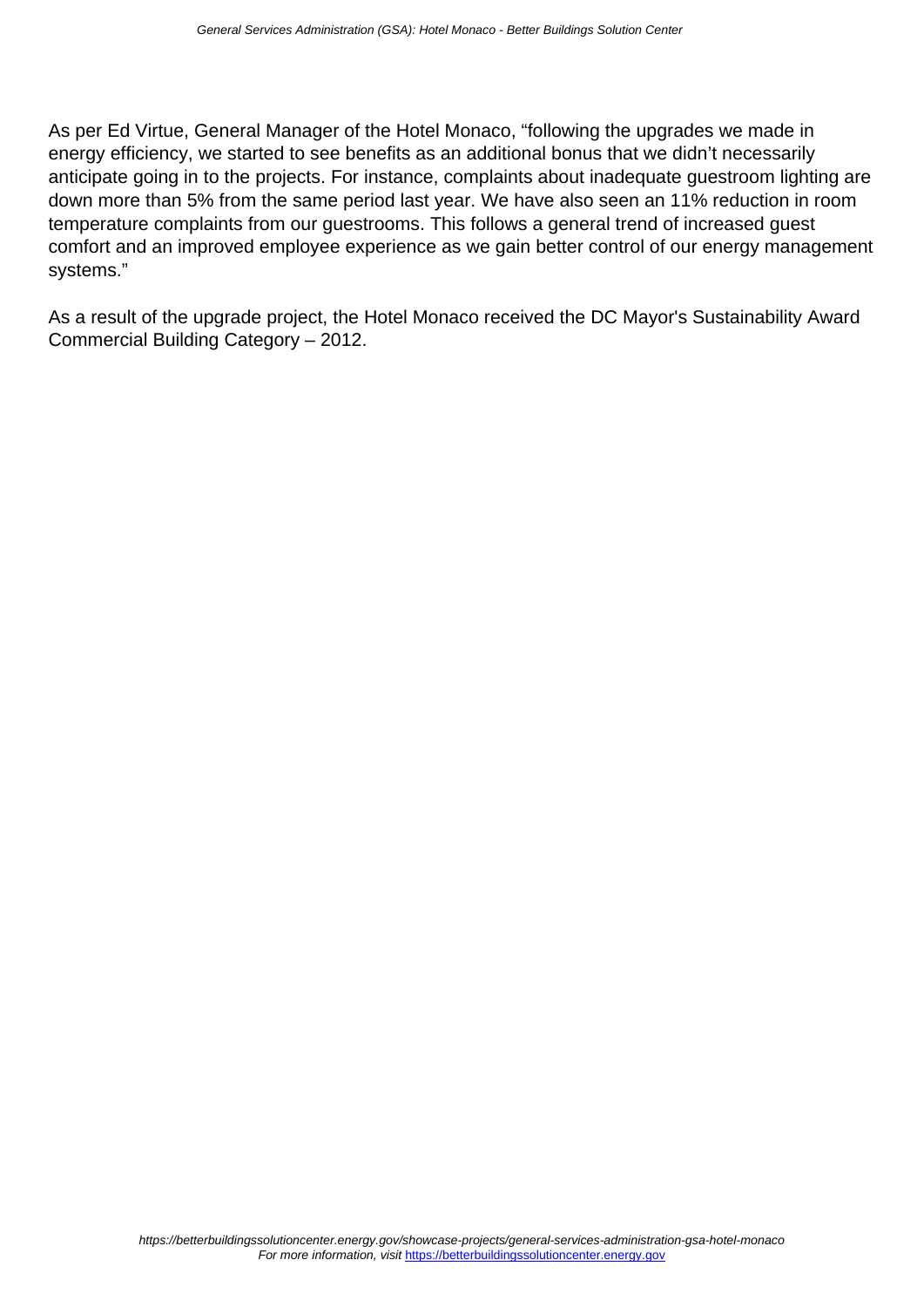As per Ed Virtue, General Manager of the Hotel Monaco, “following the upgrades we made in energy efficiency, we started to see benefits as an additional bonus that we didn’t necessarily anticipate going in to the projects. For instance, complaints about inadequate guestroom lighting are down more than 5% from the same period last year. We have also seen an 11% reduction in room temperature complaints from our guestrooms. This follows a general trend of increased guest comfort and an improved employee experience as we gain better control of our energy management systems.”

As a result of the upgrade project, the Hotel Monaco received the DC Mayor's Sustainability Award Commercial Building Category – 2012.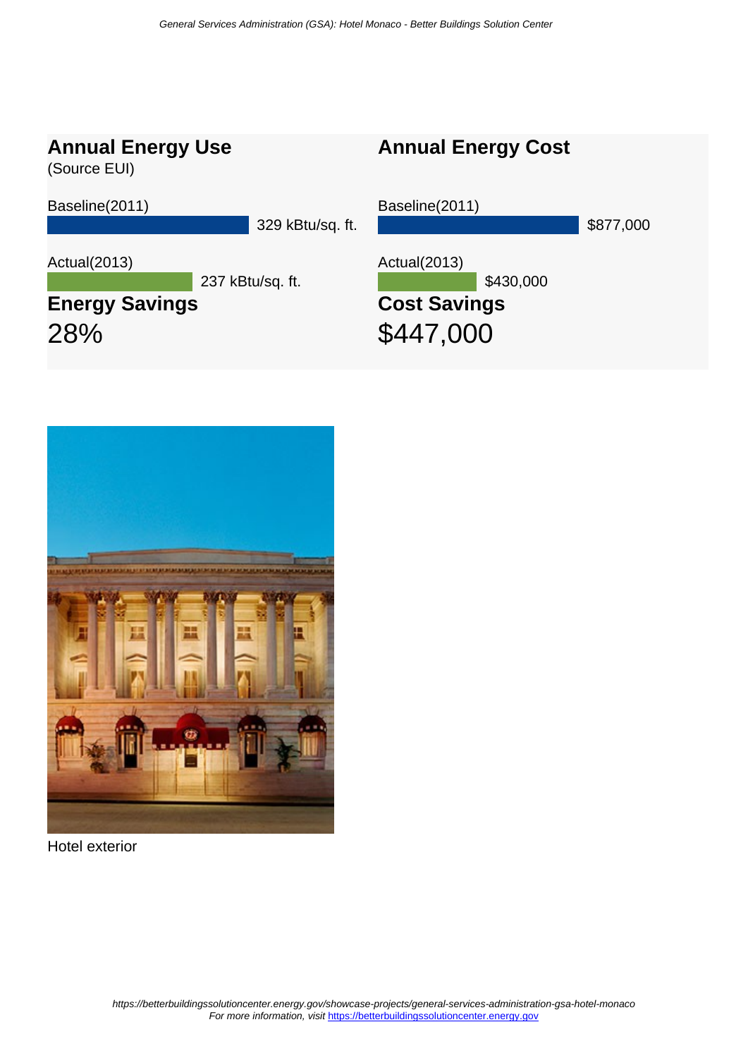## Annual Energy Use

(Source EUI)

Baseline(2011)

329 kBtu/sq. ft.

Actual(2013)

237 kBtu/sq. ft.

**Energy Savings**

28%

## Annual Energy Cost

Baseline(2011)

$877,000

Actual(2013)

$430,000

**Cost Savings**

$447,000

Hotel exterior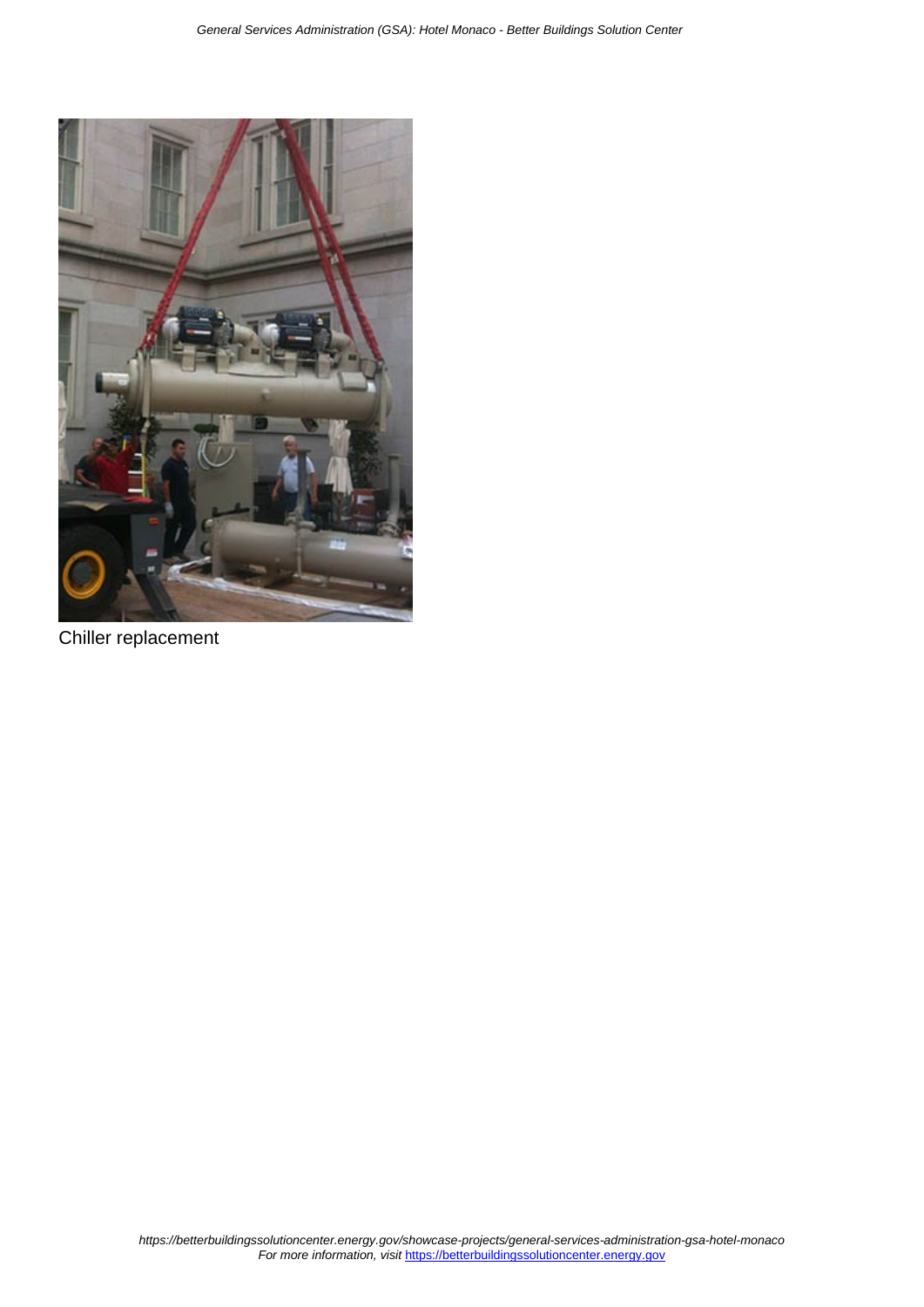Chiller replacement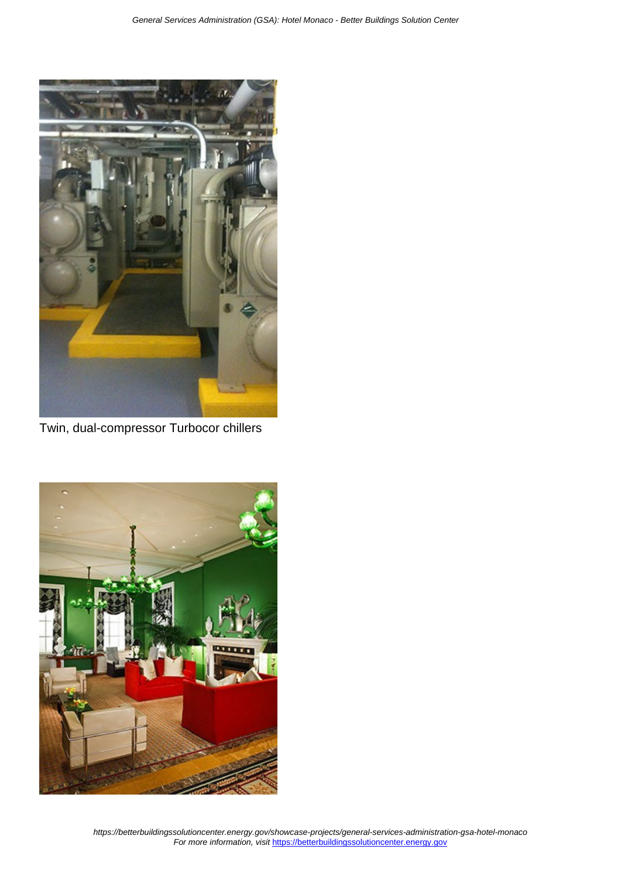Twin, dual-compressor Turbocor chillers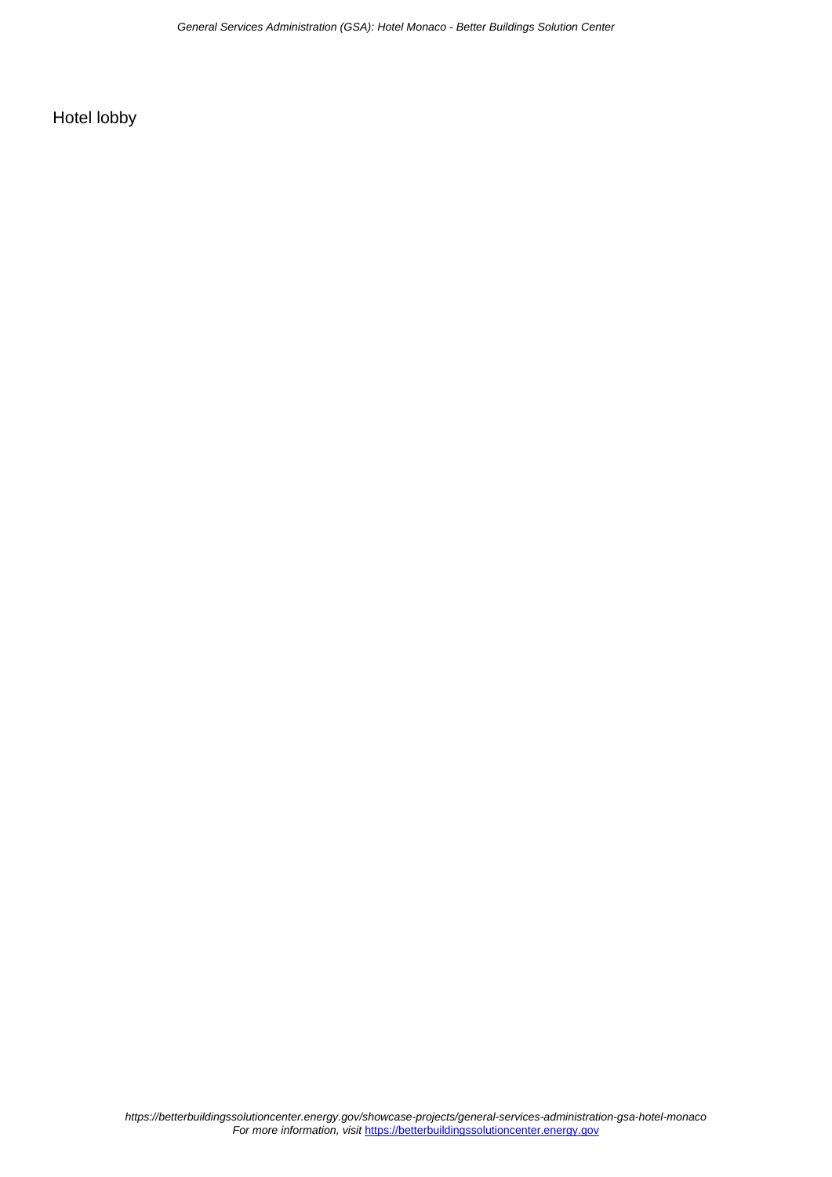Hotel lobby